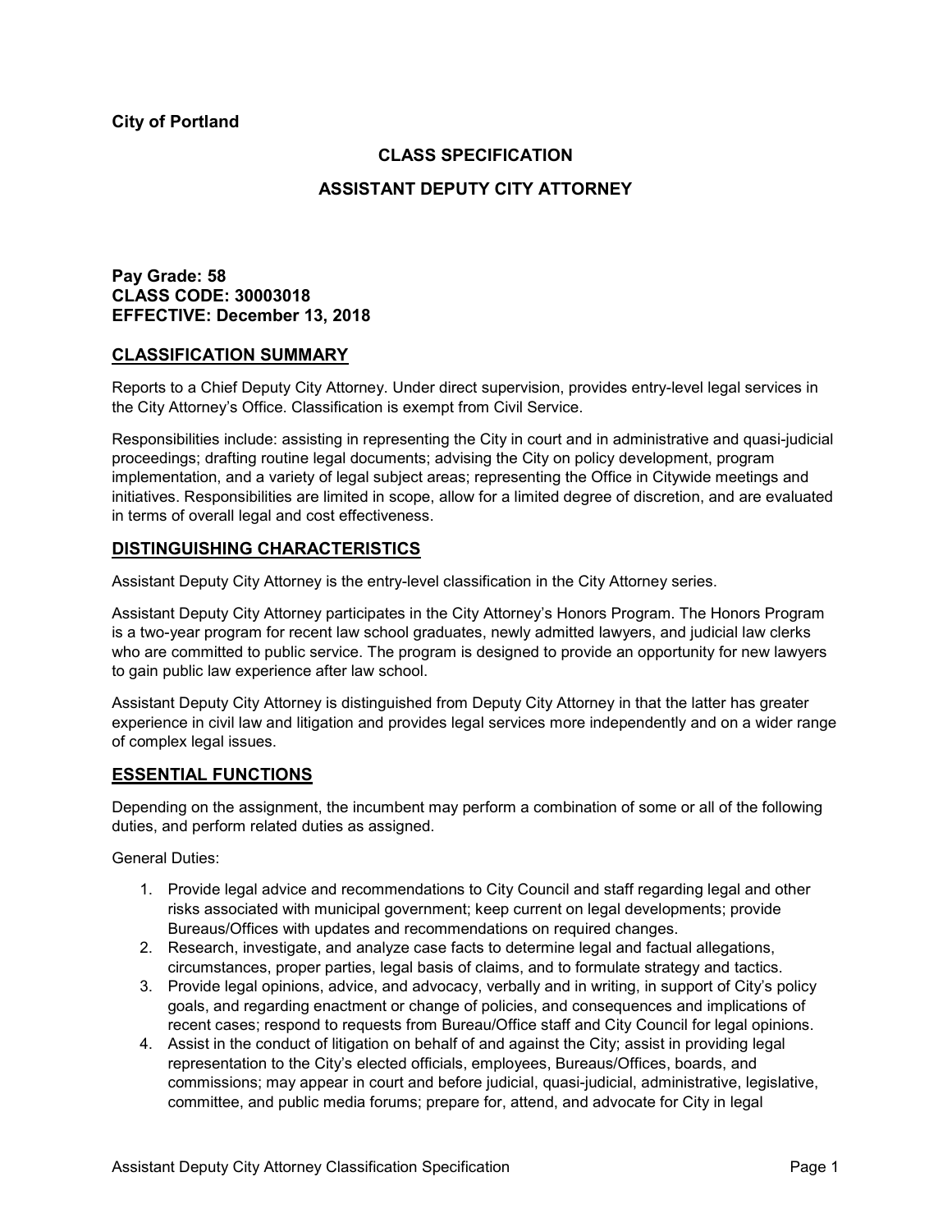**City of Portland**

# CLASS SPECIFICATION

# ASSISTANT DEPUTY CITY ATTORNEY

**Pay Grade: 58**
**CLASS CODE: 30003018**
**EFFECTIVE: December 13, 2018**

## CLASSIFICATION SUMMARY

Reports to a Chief Deputy City Attorney. Under direct supervision, provides entry-level legal services in the City Attorney's Office. Classification is exempt from Civil Service.

Responsibilities include: assisting in representing the City in court and in administrative and quasi-judicial proceedings; drafting routine legal documents; advising the City on policy development, program implementation, and a variety of legal subject areas; representing the Office in Citywide meetings and initiatives. Responsibilities are limited in scope, allow for a limited degree of discretion, and are evaluated in terms of overall legal and cost effectiveness.

## DISTINGUISHING CHARACTERISTICS

Assistant Deputy City Attorney is the entry-level classification in the City Attorney series.

Assistant Deputy City Attorney participates in the City Attorney's Honors Program. The Honors Program is a two-year program for recent law school graduates, newly admitted lawyers, and judicial law clerks who are committed to public service. The program is designed to provide an opportunity for new lawyers to gain public law experience after law school.

Assistant Deputy City Attorney is distinguished from Deputy City Attorney in that the latter has greater experience in civil law and litigation and provides legal services more independently and on a wider range of complex legal issues.

## ESSENTIAL FUNCTIONS

Depending on the assignment, the incumbent may perform a combination of some or all of the following duties, and perform related duties as assigned.

General Duties:

1. Provide legal advice and recommendations to City Council and staff regarding legal and other risks associated with municipal government; keep current on legal developments; provide Bureaus/Offices with updates and recommendations on required changes.
2. Research, investigate, and analyze case facts to determine legal and factual allegations, circumstances, proper parties, legal basis of claims, and to formulate strategy and tactics.
3. Provide legal opinions, advice, and advocacy, verbally and in writing, in support of City's policy goals, and regarding enactment or change of policies, and consequences and implications of recent cases; respond to requests from Bureau/Office staff and City Council for legal opinions.
4. Assist in the conduct of litigation on behalf of and against the City; assist in providing legal representation to the City's elected officials, employees, Bureaus/Offices, boards, and commissions; may appear in court and before judicial, quasi-judicial, administrative, legislative, committee, and public media forums; prepare for, attend, and advocate for City in legal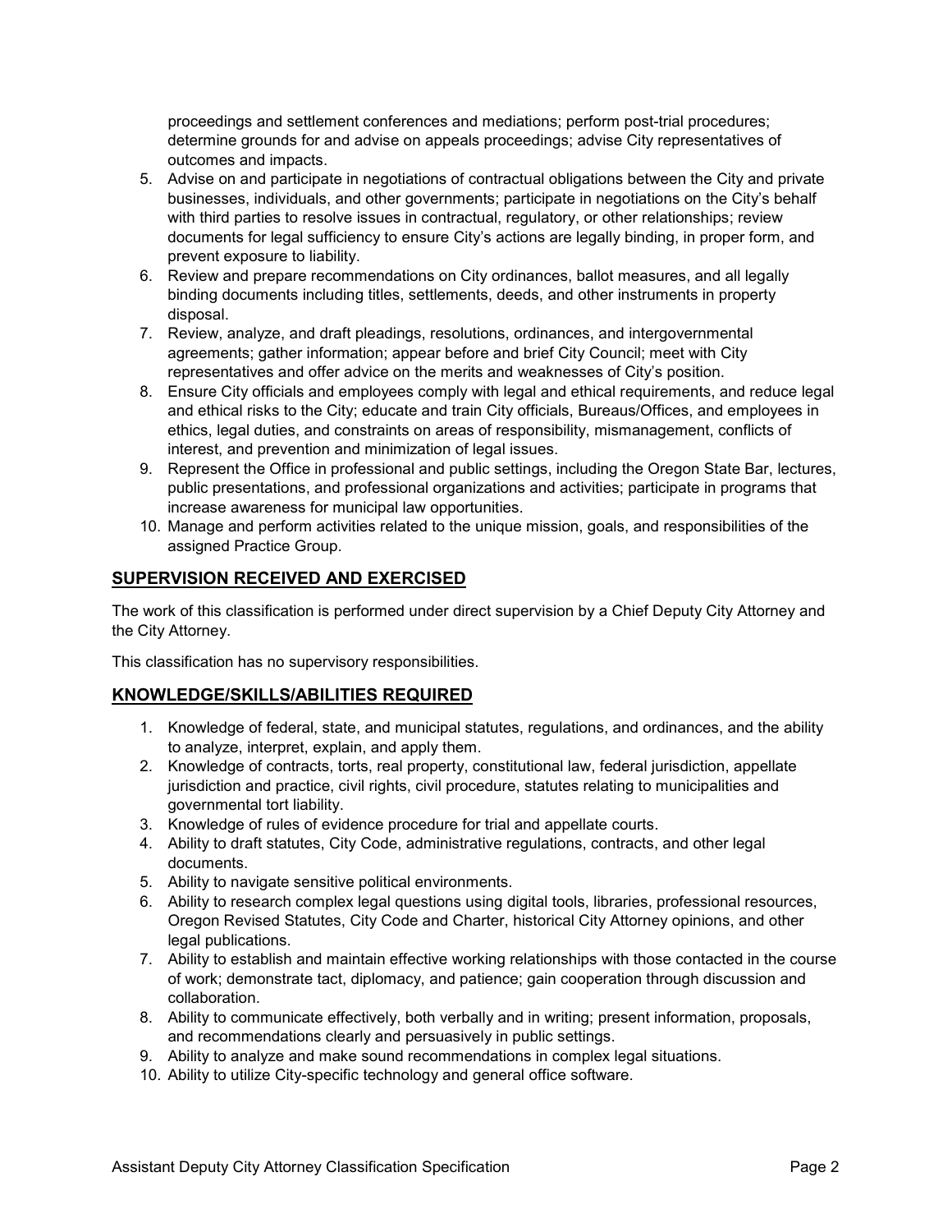proceedings and settlement conferences and mediations; perform post-trial procedures; determine grounds for and advise on appeals proceedings; advise City representatives of outcomes and impacts.

5. Advise on and participate in negotiations of contractual obligations between the City and private businesses, individuals, and other governments; participate in negotiations on the City's behalf with third parties to resolve issues in contractual, regulatory, or other relationships; review documents for legal sufficiency to ensure City's actions are legally binding, in proper form, and prevent exposure to liability.
6. Review and prepare recommendations on City ordinances, ballot measures, and all legally binding documents including titles, settlements, deeds, and other instruments in property disposal.
7. Review, analyze, and draft pleadings, resolutions, ordinances, and intergovernmental agreements; gather information; appear before and brief City Council; meet with City representatives and offer advice on the merits and weaknesses of City's position.
8. Ensure City officials and employees comply with legal and ethical requirements, and reduce legal and ethical risks to the City; educate and train City officials, Bureaus/Offices, and employees in ethics, legal duties, and constraints on areas of responsibility, mismanagement, conflicts of interest, and prevention and minimization of legal issues.
9. Represent the Office in professional and public settings, including the Oregon State Bar, lectures, public presentations, and professional organizations and activities; participate in programs that increase awareness for municipal law opportunities.
10. Manage and perform activities related to the unique mission, goals, and responsibilities of the assigned Practice Group.

## SUPERVISION RECEIVED AND EXERCISED

The work of this classification is performed under direct supervision by a Chief Deputy City Attorney and the City Attorney.

This classification has no supervisory responsibilities.

## KNOWLEDGE/SKILLS/ABILITIES REQUIRED

1. Knowledge of federal, state, and municipal statutes, regulations, and ordinances, and the ability to analyze, interpret, explain, and apply them.
2. Knowledge of contracts, torts, real property, constitutional law, federal jurisdiction, appellate jurisdiction and practice, civil rights, civil procedure, statutes relating to municipalities and governmental tort liability.
3. Knowledge of rules of evidence procedure for trial and appellate courts.
4. Ability to draft statutes, City Code, administrative regulations, contracts, and other legal documents.
5. Ability to navigate sensitive political environments.
6. Ability to research complex legal questions using digital tools, libraries, professional resources, Oregon Revised Statutes, City Code and Charter, historical City Attorney opinions, and other legal publications.
7. Ability to establish and maintain effective working relationships with those contacted in the course of work; demonstrate tact, diplomacy, and patience; gain cooperation through discussion and collaboration.
8. Ability to communicate effectively, both verbally and in writing; present information, proposals, and recommendations clearly and persuasively in public settings.
9. Ability to analyze and make sound recommendations in complex legal situations.
10. Ability to utilize City-specific technology and general office software.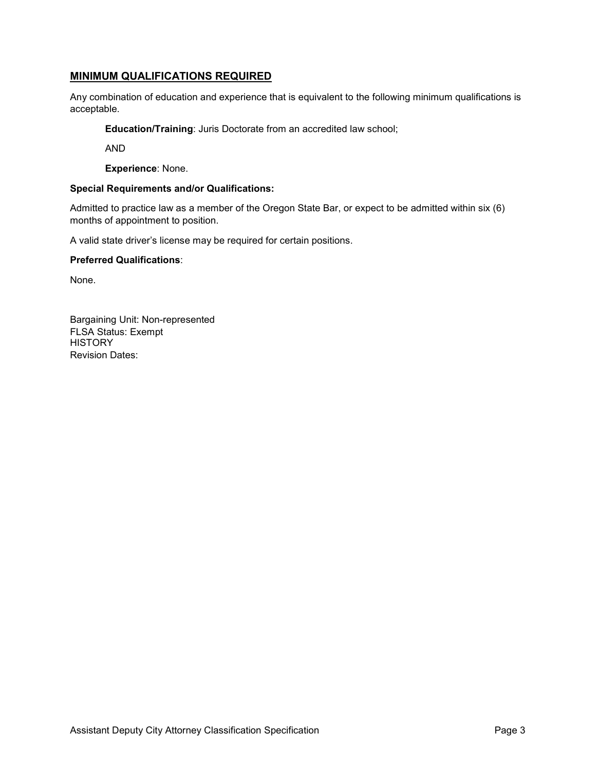## MINIMUM QUALIFICATIONS REQUIRED

Any combination of education and experience that is equivalent to the following minimum qualifications is acceptable.

**Education/Training**: Juris Doctorate from an accredited law school;

AND

**Experience**: None.

**Special Requirements and/or Qualifications:**

Admitted to practice law as a member of the Oregon State Bar, or expect to be admitted within six (6) months of appointment to position.

A valid state driver's license may be required for certain positions.

**Preferred Qualifications**:

None.

Bargaining Unit: Non-represented
FLSA Status: Exempt
HISTORY
Revision Dates: